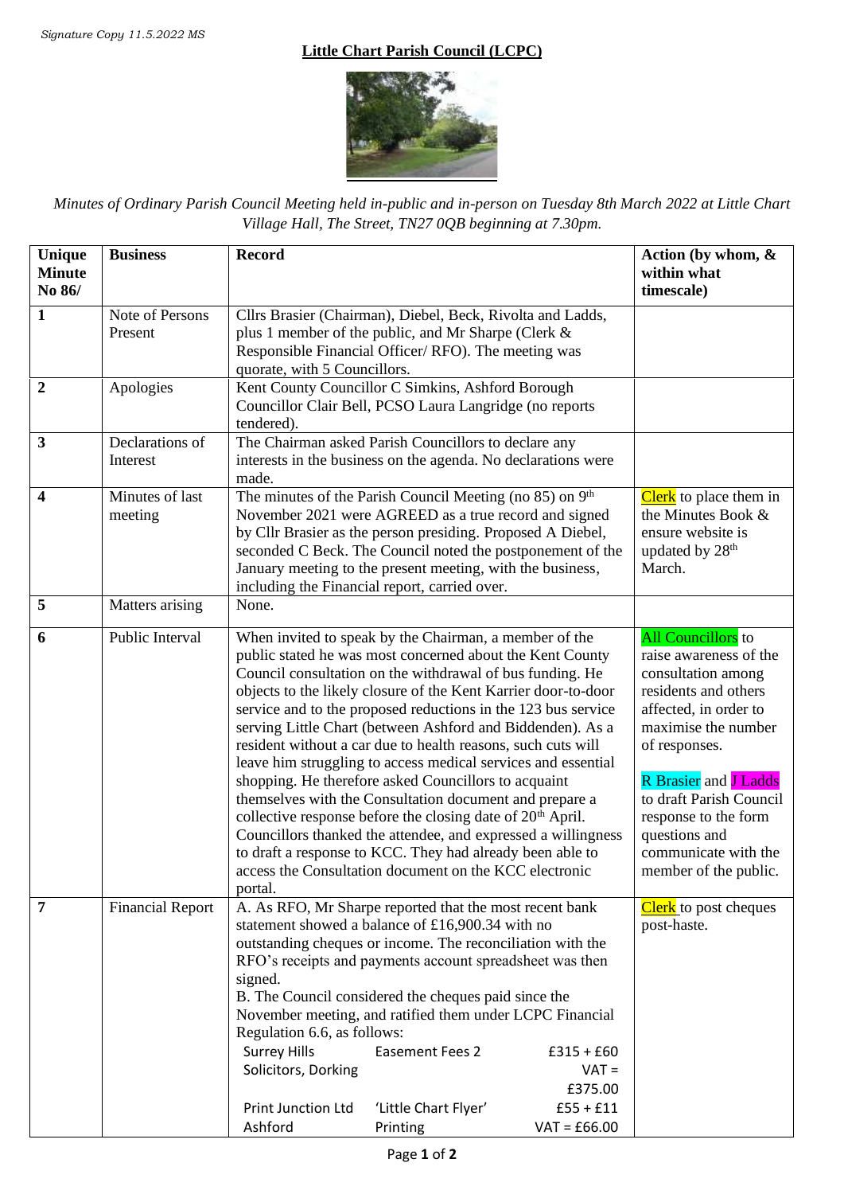*Signature Copy 11.5.2022 MS*

# Little Chart Parish Council (LCPC)

*Minutes of Ordinary Parish Council Meeting held in-public and in-person on Tuesday 8th March 2022 at Little Chart Village Hall, The Street, TN27 0QB beginning at 7.30pm.*

| Unique Minute No 86/ | Business | Record | Action (by whom, & within what timescale) |
|---|---|---|---|
| **1** | Note of Persons Present | Cllrs Brasier (Chairman), Diebel, Beck, Rivolta and Ladds, plus 1 member of the public, and Mr Sharpe (Clerk & Responsible Financial Officer/ RFO). The meeting was quorate, with 5 Councillors. | |
| **2** | Apologies | Kent County Councillor C Simkins, Ashford Borough Councillor Clair Bell, PCSO Laura Langridge (no reports tendered). | |
| **3** | Declarations of Interest | The Chairman asked Parish Councillors to declare any interests in the business on the agenda. No declarations were made. | |
| **4** | Minutes of last meeting | The minutes of the Parish Council Meeting (no 85) on 9th November 2021 were AGREED as a true record and signed by Cllr Brasier as the person presiding. Proposed A Diebel, seconded C Beck. The Council noted the postponement of the January meeting to the present meeting, with the business, including the Financial report, carried over. | Clerk to place them in the Minutes Book & ensure website is updated by 28th March. |
| **5** | Matters arising | None. | |
| **6** | Public Interval | When invited to speak by the Chairman, a member of the public stated he was most concerned about the Kent County Council consultation on the withdrawal of bus funding. He objects to the likely closure of the Kent Karrier door-to-door service and to the proposed reductions in the 123 bus service serving Little Chart (between Ashford and Biddenden). As a resident without a car due to health reasons, such cuts will leave him struggling to access medical services and essential shopping. He therefore asked Councillors to acquaint themselves with the Consultation document and prepare a collective response before the closing date of 20th April. Councillors thanked the attendee, and expressed a willingness to draft a response to KCC. They had already been able to access the Consultation document on the KCC electronic portal. | All Councillors to raise awareness of the consultation among residents and others affected, in order to maximise the number of responses.<br><br>R Brasier and J Ladds to draft Parish Council response to the form questions and communicate with the member of the public. |
| **7** | Financial Report | A. As RFO, Mr Sharpe reported that the most recent bank statement showed a balance of £16,900.34 with no outstanding cheques or income. The reconciliation with the RFO's receipts and payments account spreadsheet was then signed.<br>B. The Council considered the cheques paid since the November meeting, and ratified them under LCPC Financial Regulation 6.6, as follows:<br>Surrey Hills Solicitors, Dorking — Easement Fees 2 — £315 + £60 VAT = £375.00<br>Print Junction Ltd Ashford — 'Little Chart Flyer' Printing — £55 + £11 VAT = £66.00 | Clerk to post cheques post-haste. |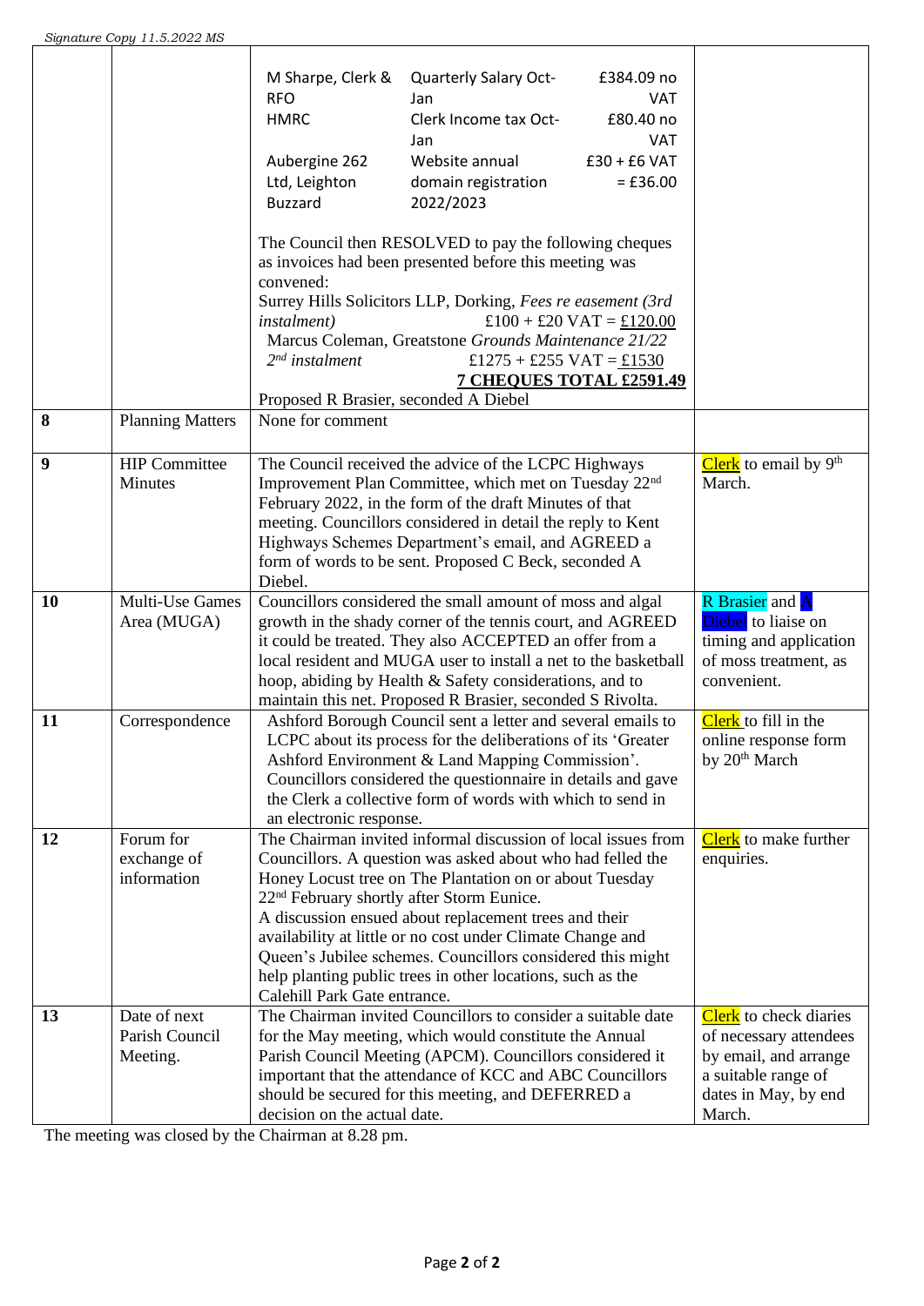Signature Copy 11.5.2022 MS

| | | | |
|---|---|---|---|
| | | M Sharpe, Clerk & RFO — Quarterly Salary Oct-Jan — £384.09 no VAT<br>HMRC — Clerk Income tax Oct-Jan — £80.40 no VAT<br>Aubergine 262 Ltd, Leighton Buzzard — Website annual domain registration 2022/2023 — £30 + £6 VAT = £36.00<br><br>The Council then RESOLVED to pay the following cheques as invoices had been presented before this meeting was convened:<br>Surrey Hills Solicitors LLP, Dorking, *Fees re easement (3rd instalment)* £100 + £20 VAT = £120.00<br>Marcus Coleman, Greatstone *Grounds Maintenance 21/22 2nd instalment* £1275 + £255 VAT = £1530<br>**7 CHEQUES TOTAL £2591.49**<br>Proposed R Brasier, seconded A Diebel | |
| **8** | Planning Matters | None for comment | |
| **9** | HIP Committee Minutes | The Council received the advice of the LCPC Highways Improvement Plan Committee, which met on Tuesday 22nd February 2022, in the form of the draft Minutes of that meeting. Councillors considered in detail the reply to Kent Highways Schemes Department's email, and AGREED a form of words to be sent. Proposed C Beck, seconded A Diebel. | Clerk to email by 9th March. |
| **10** | Multi-Use Games Area (MUGA) | Councillors considered the small amount of moss and algal growth in the shady corner of the tennis court, and AGREED it could be treated. They also ACCEPTED an offer from a local resident and MUGA user to install a net to the basketball hoop, abiding by Health & Safety considerations, and to maintain this net. Proposed R Brasier, seconded S Rivolta. | R Brasier and A Diebel to liaise on timing and application of moss treatment, as convenient. |
| **11** | Correspondence | Ashford Borough Council sent a letter and several emails to LCPC about its process for the deliberations of its 'Greater Ashford Environment & Land Mapping Commission'. Councillors considered the questionnaire in details and gave the Clerk a collective form of words with which to send in an electronic response. | Clerk to fill in the online response form by 20th March |
| **12** | Forum for exchange of information | The Chairman invited informal discussion of local issues from Councillors. A question was asked about who had felled the Honey Locust tree on The Plantation on or about Tuesday 22nd February shortly after Storm Eunice.<br>A discussion ensued about replacement trees and their availability at little or no cost under Climate Change and Queen's Jubilee schemes. Councillors considered this might help planting public trees in other locations, such as the Calehill Park Gate entrance. | Clerk to make further enquiries. |
| **13** | Date of next Parish Council Meeting. | The Chairman invited Councillors to consider a suitable date for the May meeting, which would constitute the Annual Parish Council Meeting (APCM). Councillors considered it important that the attendance of KCC and ABC Councillors should be secured for this meeting, and DEFERRED a decision on the actual date. | Clerk to check diaries of necessary attendees by email, and arrange a suitable range of dates in May, by end March. |

The meeting was closed by the Chairman at 8.28 pm.